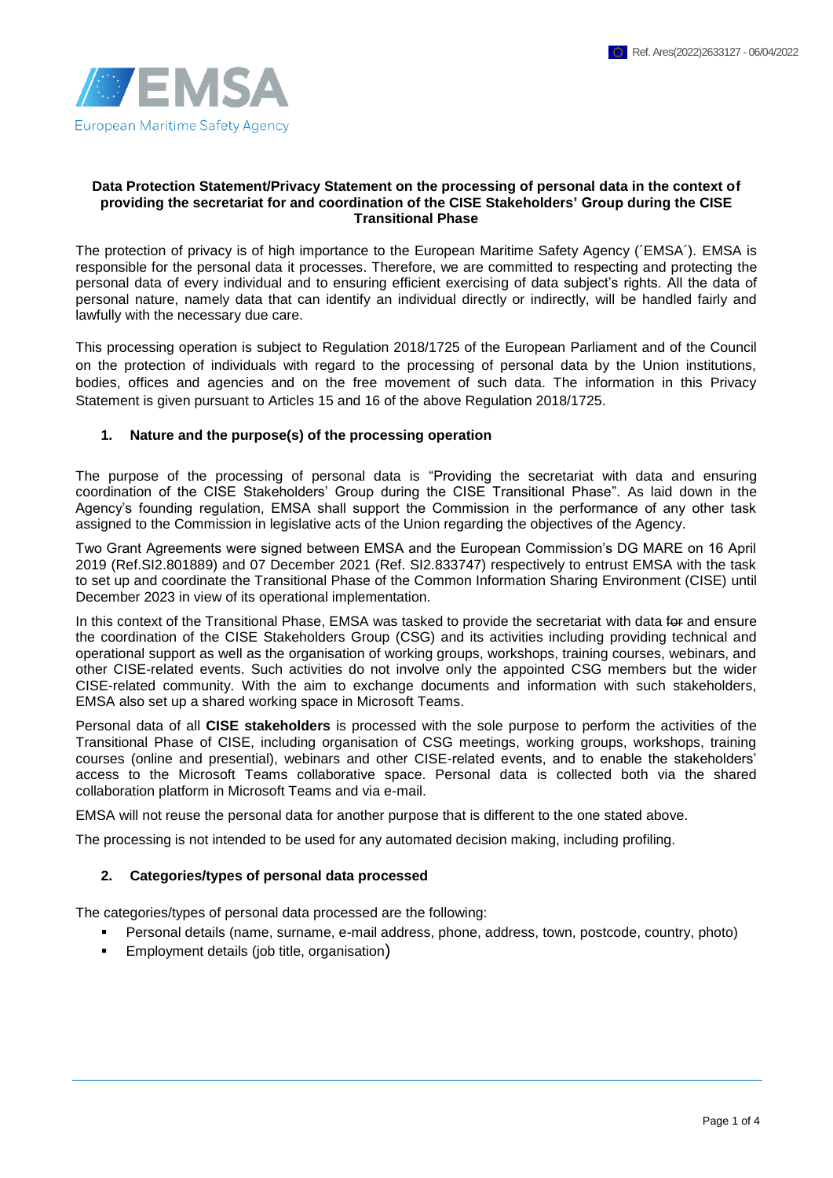**Data Protection Statement/Privacy Statement on the processing of personal data in the context of providing the secretariat for and coordination of the CISE Stakeholders' Group during the CISE Transitional Phase**

The protection of privacy is of high importance to the European Maritime Safety Agency (´EMSA´). EMSA is responsible for the personal data it processes. Therefore, we are committed to respecting and protecting the personal data of every individual and to ensuring efficient exercising of data subject's rights. All the data of personal nature, namely data that can identify an individual directly or indirectly, will be handled fairly and lawfully with the necessary due care.

This processing operation is subject to Regulation 2018/1725 of the European Parliament and of the Council on the protection of individuals with regard to the processing of personal data by the Union institutions, bodies, offices and agencies and on the free movement of such data. The information in this Privacy Statement is given pursuant to Articles 15 and 16 of the above Regulation 2018/1725.

## 1. Nature and the purpose(s) of the processing operation

The purpose of the processing of personal data is "Providing the secretariat with data and ensuring coordination of the CISE Stakeholders' Group during the CISE Transitional Phase". As laid down in the Agency's founding regulation, EMSA shall support the Commission in the performance of any other task assigned to the Commission in legislative acts of the Union regarding the objectives of the Agency.

Two Grant Agreements were signed between EMSA and the European Commission's DG MARE on 16 April 2019 (Ref.SI2.801889) and 07 December 2021 (Ref. SI2.833747) respectively to entrust EMSA with the task to set up and coordinate the Transitional Phase of the Common Information Sharing Environment (CISE) until December 2023 in view of its operational implementation.

In this context of the Transitional Phase, EMSA was tasked to provide the secretariat with data ~~for~~ and ensure the coordination of the CISE Stakeholders Group (CSG) and its activities including providing technical and operational support as well as the organisation of working groups, workshops, training courses, webinars, and other CISE-related events. Such activities do not involve only the appointed CSG members but the wider CISE-related community. With the aim to exchange documents and information with such stakeholders, EMSA also set up a shared working space in Microsoft Teams.

Personal data of all **CISE stakeholders** is processed with the sole purpose to perform the activities of the Transitional Phase of CISE, including organisation of CSG meetings, working groups, workshops, training courses (online and presential), webinars and other CISE-related events, and to enable the stakeholders' access to the Microsoft Teams collaborative space. Personal data is collected both via the shared collaboration platform in Microsoft Teams and via e-mail.

EMSA will not reuse the personal data for another purpose that is different to the one stated above.

The processing is not intended to be used for any automated decision making, including profiling.

## 2. Categories/types of personal data processed

The categories/types of personal data processed are the following:

- Personal details (name, surname, e-mail address, phone, address, town, postcode, country, photo)
- Employment details (job title, organisation)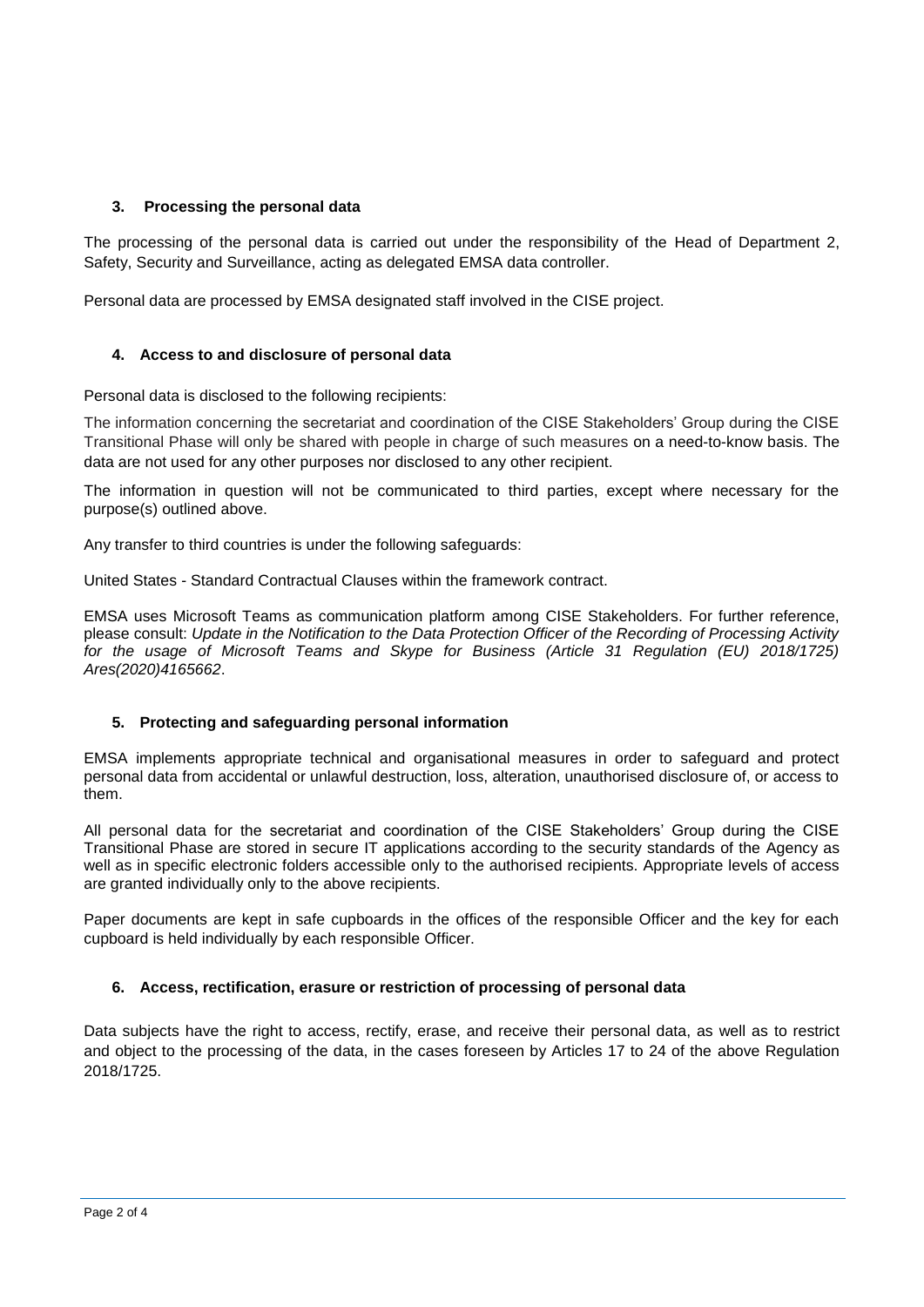### 3. Processing the personal data

The processing of the personal data is carried out under the responsibility of the Head of Department 2, Safety, Security and Surveillance, acting as delegated EMSA data controller.

Personal data are processed by EMSA designated staff involved in the CISE project.

### 4. Access to and disclosure of personal data

Personal data is disclosed to the following recipients:

The information concerning the secretariat and coordination of the CISE Stakeholders' Group during the CISE Transitional Phase will only be shared with people in charge of such measures on a need-to-know basis. The data are not used for any other purposes nor disclosed to any other recipient.

The information in question will not be communicated to third parties, except where necessary for the purpose(s) outlined above.

Any transfer to third countries is under the following safeguards:

United States - Standard Contractual Clauses within the framework contract.

EMSA uses Microsoft Teams as communication platform among CISE Stakeholders. For further reference, please consult: *Update in the Notification to the Data Protection Officer of the Recording of Processing Activity for the usage of Microsoft Teams and Skype for Business (Article 31 Regulation (EU) 2018/1725) Ares(2020)4165662*.

### 5. Protecting and safeguarding personal information

EMSA implements appropriate technical and organisational measures in order to safeguard and protect personal data from accidental or unlawful destruction, loss, alteration, unauthorised disclosure of, or access to them.

All personal data for the secretariat and coordination of the CISE Stakeholders' Group during the CISE Transitional Phase are stored in secure IT applications according to the security standards of the Agency as well as in specific electronic folders accessible only to the authorised recipients. Appropriate levels of access are granted individually only to the above recipients.

Paper documents are kept in safe cupboards in the offices of the responsible Officer and the key for each cupboard is held individually by each responsible Officer.

### 6. Access, rectification, erasure or restriction of processing of personal data

Data subjects have the right to access, rectify, erase, and receive their personal data, as well as to restrict and object to the processing of the data, in the cases foreseen by Articles 17 to 24 of the above Regulation 2018/1725.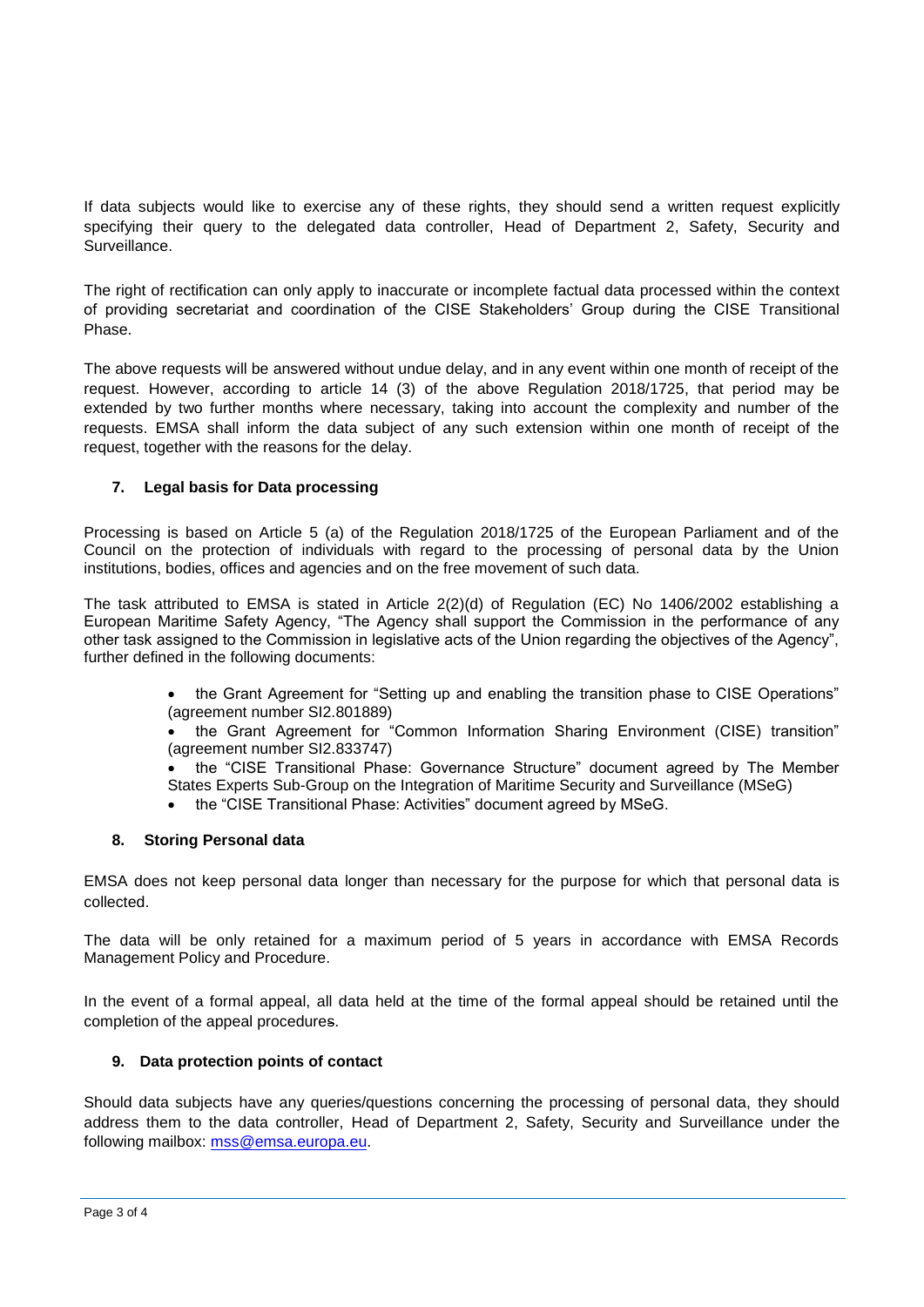If data subjects would like to exercise any of these rights, they should send a written request explicitly specifying their query to the delegated data controller, Head of Department 2, Safety, Security and Surveillance.

The right of rectification can only apply to inaccurate or incomplete factual data processed within the context of providing secretariat and coordination of the CISE Stakeholders' Group during the CISE Transitional Phase.

The above requests will be answered without undue delay, and in any event within one month of receipt of the request. However, according to article 14 (3) of the above Regulation 2018/1725, that period may be extended by two further months where necessary, taking into account the complexity and number of the requests. EMSA shall inform the data subject of any such extension within one month of receipt of the request, together with the reasons for the delay.

## 7. Legal basis for Data processing

Processing is based on Article 5 (a) of the Regulation 2018/1725 of the European Parliament and of the Council on the protection of individuals with regard to the processing of personal data by the Union institutions, bodies, offices and agencies and on the free movement of such data.

The task attributed to EMSA is stated in Article 2(2)(d) of Regulation (EC) No 1406/2002 establishing a European Maritime Safety Agency, "The Agency shall support the Commission in the performance of any other task assigned to the Commission in legislative acts of the Union regarding the objectives of the Agency", further defined in the following documents:

- the Grant Agreement for "Setting up and enabling the transition phase to CISE Operations" (agreement number SI2.801889)
- the Grant Agreement for "Common Information Sharing Environment (CISE) transition" (agreement number SI2.833747)
- the "CISE Transitional Phase: Governance Structure" document agreed by The Member States Experts Sub-Group on the Integration of Maritime Security and Surveillance (MSeG)
- the "CISE Transitional Phase: Activities" document agreed by MSeG.

## 8. Storing Personal data

EMSA does not keep personal data longer than necessary for the purpose for which that personal data is collected.

The data will be only retained for a maximum period of 5 years in accordance with EMSA Records Management Policy and Procedure.

In the event of a formal appeal, all data held at the time of the formal appeal should be retained until the completion of the appeal procedures.

## 9. Data protection points of contact

Should data subjects have any queries/questions concerning the processing of personal data, they should address them to the data controller, Head of Department 2, Safety, Security and Surveillance under the following mailbox: mss@emsa.europa.eu.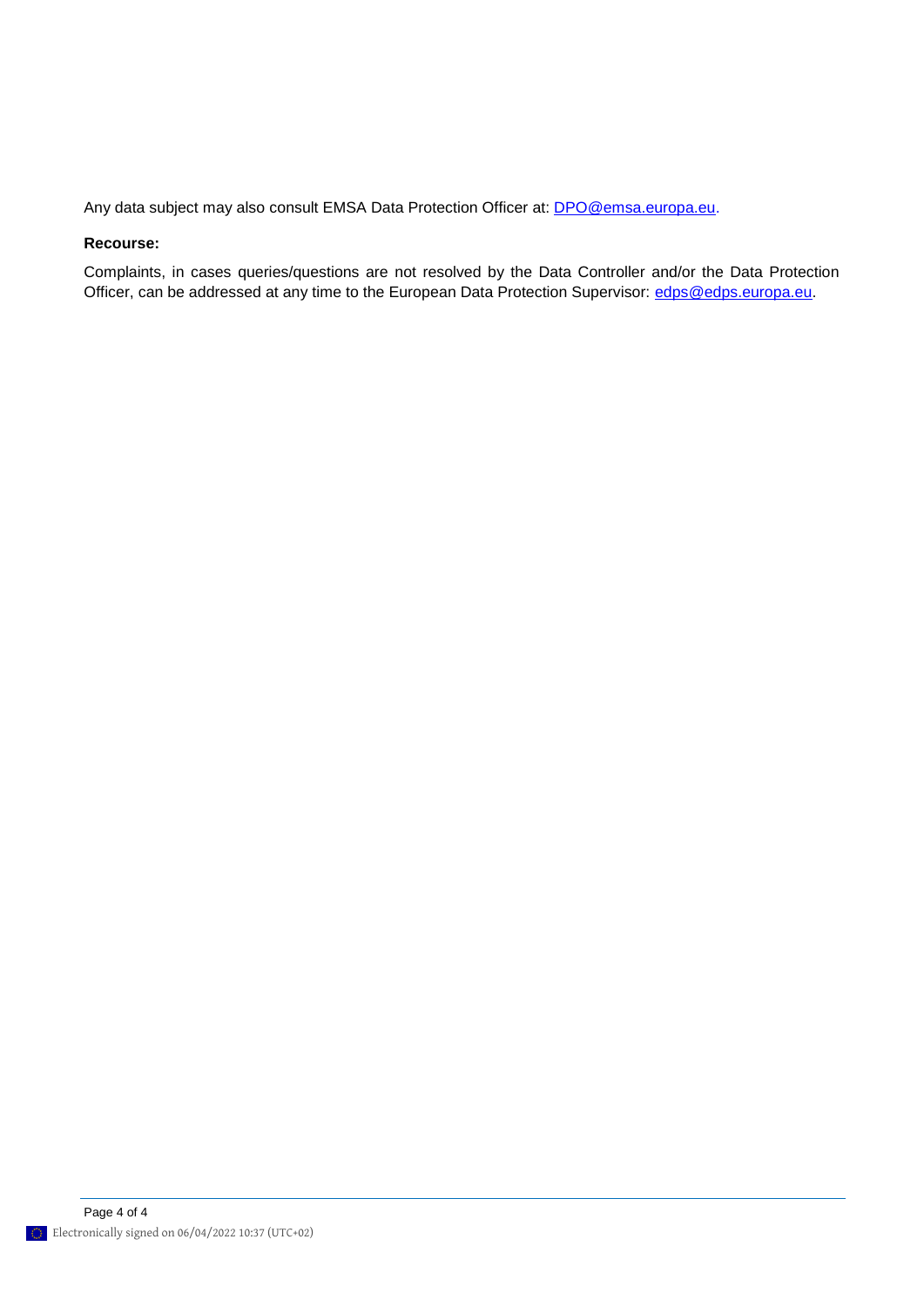Any data subject may also consult EMSA Data Protection Officer at: DPO@emsa.europa.eu.

**Recourse:**

Complaints, in cases queries/questions are not resolved by the Data Controller and/or the Data Protection Officer, can be addressed at any time to the European Data Protection Supervisor: edps@edps.europa.eu.

Electronically signed on 06/04/2022 10:37 (UTC+02)